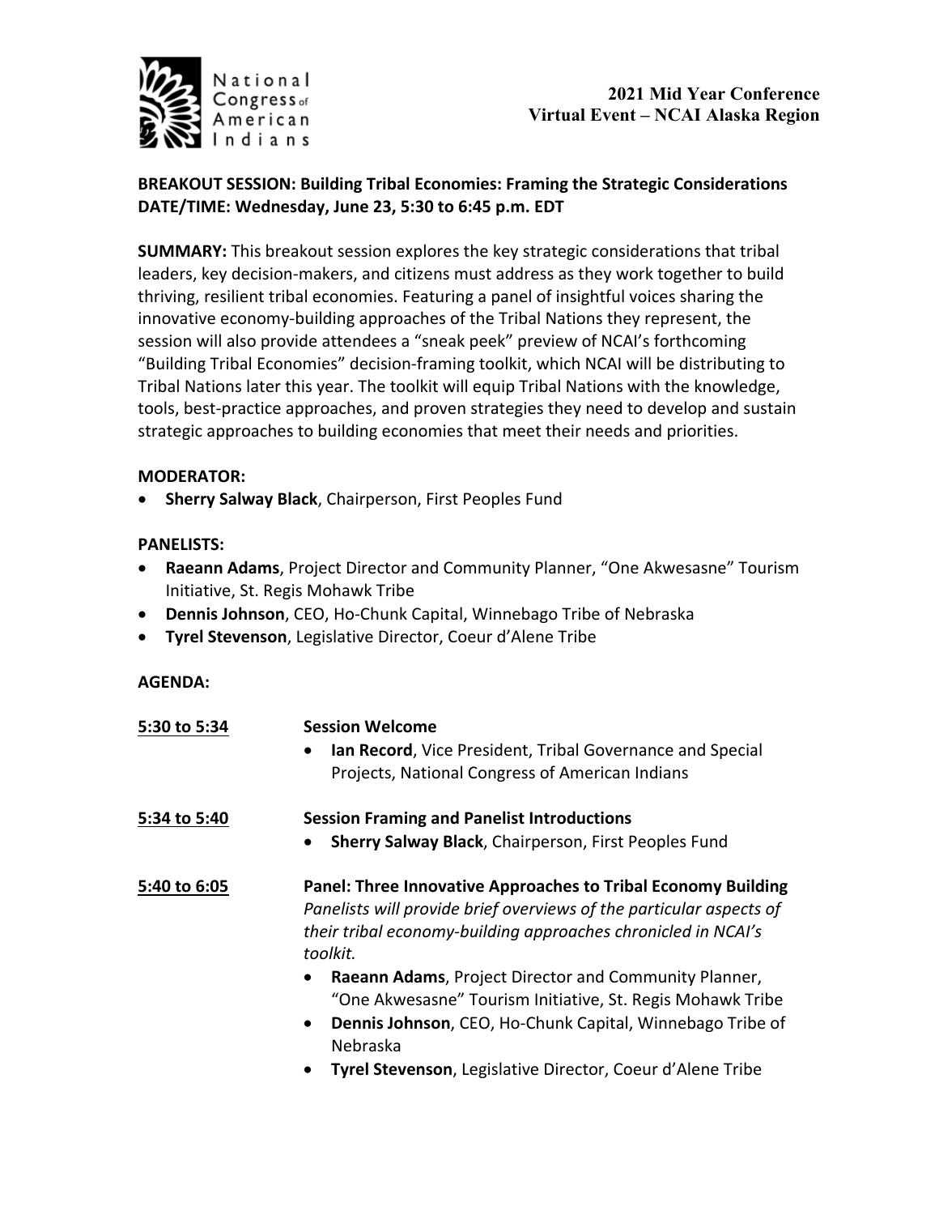National Congress of American Indians

**2021 Mid Year Conference**
**Virtual Event – NCAI Alaska Region**

**BREAKOUT SESSION: Building Tribal Economies: Framing the Strategic Considerations**
**DATE/TIME: Wednesday, June 23, 5:30 to 6:45 p.m. EDT**

**SUMMARY:** This breakout session explores the key strategic considerations that tribal leaders, key decision-makers, and citizens must address as they work together to build thriving, resilient tribal economies. Featuring a panel of insightful voices sharing the innovative economy-building approaches of the Tribal Nations they represent, the session will also provide attendees a "sneak peek" preview of NCAI's forthcoming "Building Tribal Economies" decision-framing toolkit, which NCAI will be distributing to Tribal Nations later this year. The toolkit will equip Tribal Nations with the knowledge, tools, best-practice approaches, and proven strategies they need to develop and sustain strategic approaches to building economies that meet their needs and priorities.

**MODERATOR:**

- **Sherry Salway Black**, Chairperson, First Peoples Fund

**PANELISTS:**

- **Raeann Adams**, Project Director and Community Planner, "One Akwesasne" Tourism Initiative, St. Regis Mohawk Tribe
- **Dennis Johnson**, CEO, Ho-Chunk Capital, Winnebago Tribe of Nebraska
- **Tyrel Stevenson**, Legislative Director, Coeur d'Alene Tribe

**AGENDA:**

**5:30 to 5:34** — **Session Welcome**

- **Ian Record**, Vice President, Tribal Governance and Special Projects, National Congress of American Indians

**5:34 to 5:40** — **Session Framing and Panelist Introductions**

- **Sherry Salway Black**, Chairperson, First Peoples Fund

**5:40 to 6:05** — **Panel: Three Innovative Approaches to Tribal Economy Building**

*Panelists will provide brief overviews of the particular aspects of their tribal economy-building approaches chronicled in NCAI's toolkit.*

- **Raeann Adams**, Project Director and Community Planner, "One Akwesasne" Tourism Initiative, St. Regis Mohawk Tribe
- **Dennis Johnson**, CEO, Ho-Chunk Capital, Winnebago Tribe of Nebraska
- **Tyrel Stevenson**, Legislative Director, Coeur d'Alene Tribe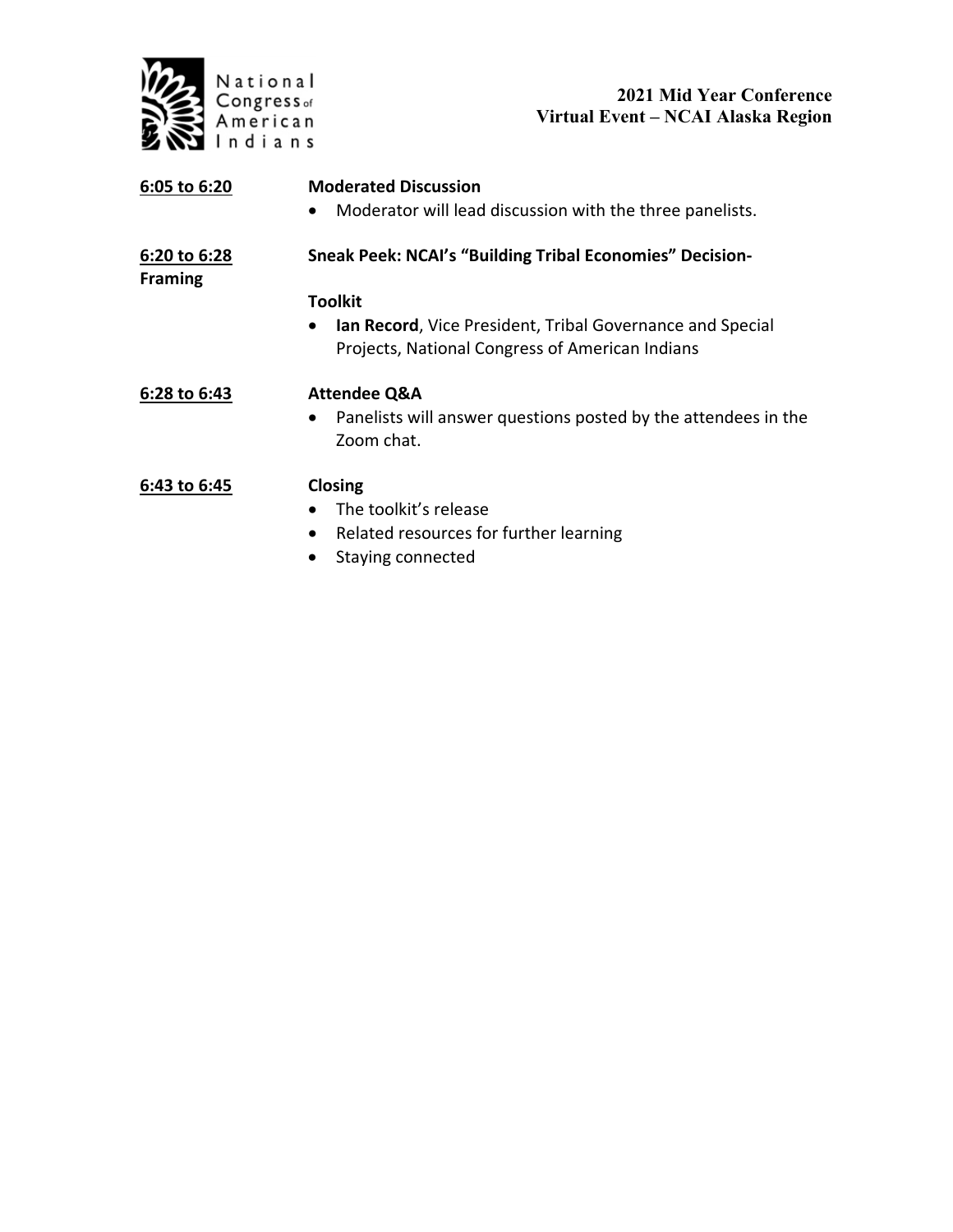**6:05 to 6:20** **Moderated Discussion**

- Moderator will lead discussion with the three panelists.

**6:20 to 6:28** **Sneak Peek: NCAI's "Building Tribal Economies" Decision-Framing Toolkit**

- **Ian Record**, Vice President, Tribal Governance and Special Projects, National Congress of American Indians

**6:28 to 6:43** **Attendee Q&A**

- Panelists will answer questions posted by the attendees in the Zoom chat.

**6:43 to 6:45** **Closing**

- The toolkit's release
- Related resources for further learning
- Staying connected